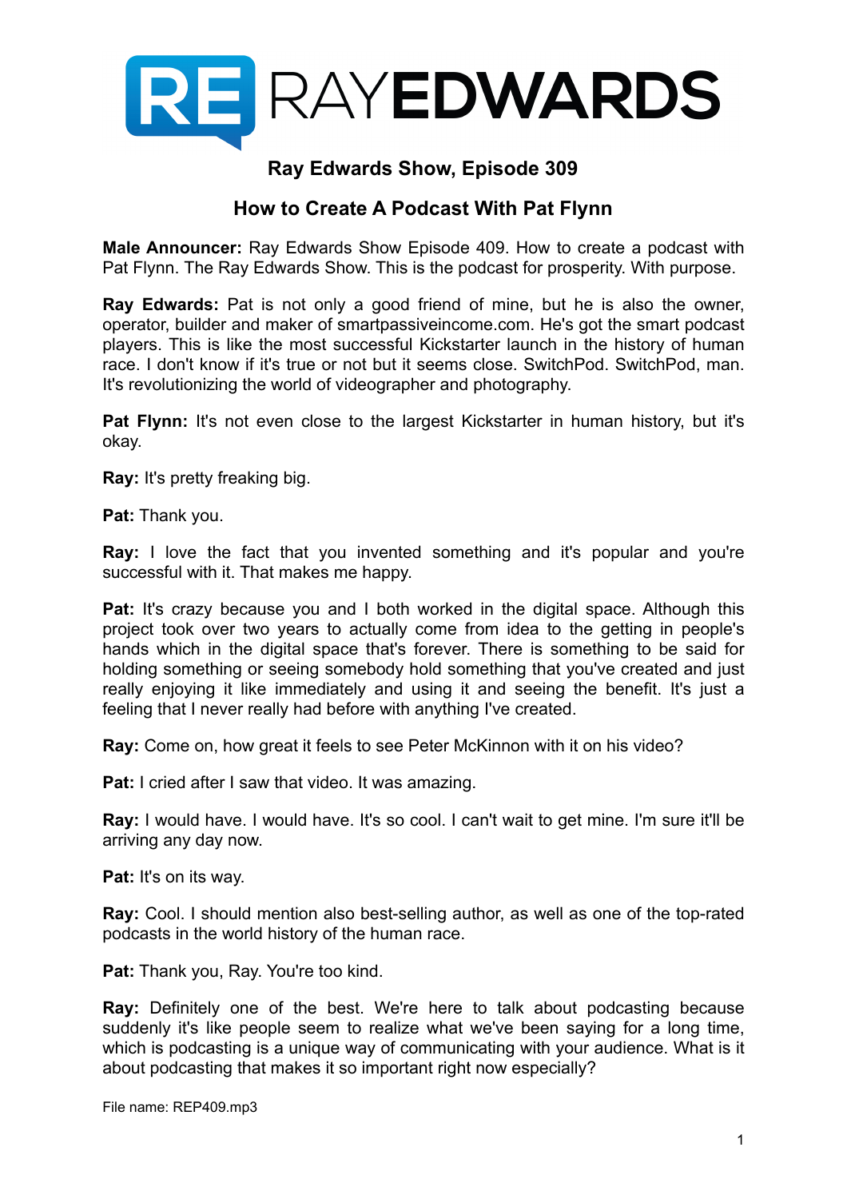# RAYEDWARDS

## Ray Edwards Show, Episode 309

## How to Create A Podcast With Pat Flynn

**Male Announcer:** Ray Edwards Show Episode 409. How to create a podcast with Pat Flynn. The Ray Edwards Show. This is the podcast for prosperity. With purpose.

**Ray Edwards:** Pat is not only a good friend of mine, but he is also the owner, operator, builder and maker of smartpassiveincome.com. He's got the smart podcast players. This is like the most successful Kickstarter launch in the history of human race. I don't know if it's true or not but it seems close. SwitchPod. SwitchPod, man. It's revolutionizing the world of videographer and photography.

**Pat Flynn:** It's not even close to the largest Kickstarter in human history, but it's okay.

**Ray:** It's pretty freaking big.

**Pat:** Thank you.

**Ray:** I love the fact that you invented something and it's popular and you're successful with it. That makes me happy.

**Pat:** It's crazy because you and I both worked in the digital space. Although this project took over two years to actually come from idea to the getting in people's hands which in the digital space that's forever. There is something to be said for holding something or seeing somebody hold something that you've created and just really enjoying it like immediately and using it and seeing the benefit. It's just a feeling that I never really had before with anything I've created.

**Ray:** Come on, how great it feels to see Peter McKinnon with it on his video?

**Pat:** I cried after I saw that video. It was amazing.

**Ray:** I would have. I would have. It's so cool. I can't wait to get mine. I'm sure it'll be arriving any day now.

**Pat:** It's on its way.

**Ray:** Cool. I should mention also best-selling author, as well as one of the top-rated podcasts in the world history of the human race.

**Pat:** Thank you, Ray. You're too kind.

**Ray:** Definitely one of the best. We're here to talk about podcasting because suddenly it's like people seem to realize what we've been saying for a long time, which is podcasting is a unique way of communicating with your audience. What is it about podcasting that makes it so important right now especially?

File name: REP409.mp3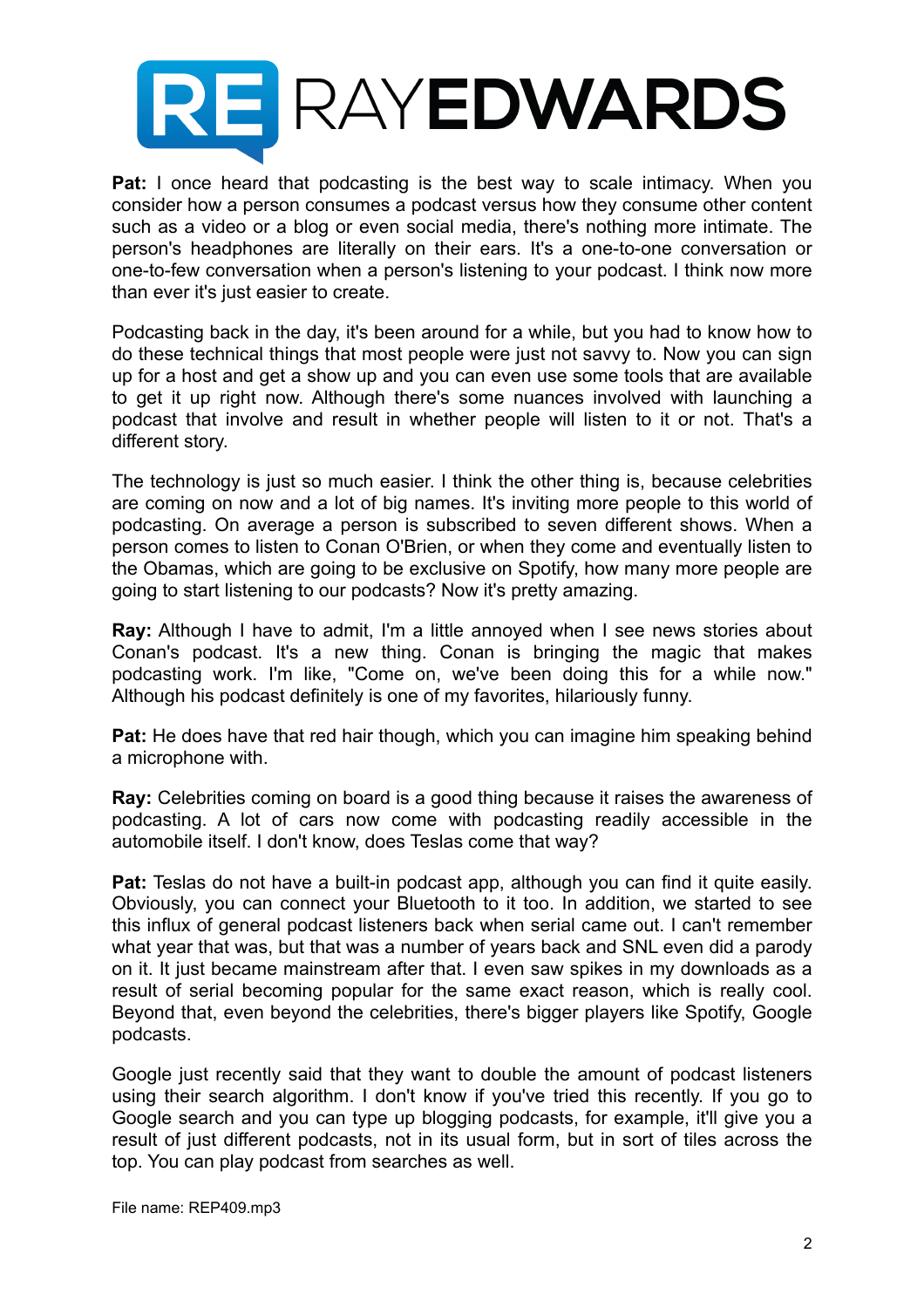**Pat:** I once heard that podcasting is the best way to scale intimacy. When you consider how a person consumes a podcast versus how they consume other content such as a video or a blog or even social media, there's nothing more intimate. The person's headphones are literally on their ears. It's a one-to-one conversation or one-to-few conversation when a person's listening to your podcast. I think now more than ever it's just easier to create.

Podcasting back in the day, it's been around for a while, but you had to know how to do these technical things that most people were just not savvy to. Now you can sign up for a host and get a show up and you can even use some tools that are available to get it up right now. Although there's some nuances involved with launching a podcast that involve and result in whether people will listen to it or not. That's a different story.

The technology is just so much easier. I think the other thing is, because celebrities are coming on now and a lot of big names. It's inviting more people to this world of podcasting. On average a person is subscribed to seven different shows. When a person comes to listen to Conan O'Brien, or when they come and eventually listen to the Obamas, which are going to be exclusive on Spotify, how many more people are going to start listening to our podcasts? Now it's pretty amazing.

**Ray:** Although I have to admit, I'm a little annoyed when I see news stories about Conan's podcast. It's a new thing. Conan is bringing the magic that makes podcasting work. I'm like, "Come on, we've been doing this for a while now." Although his podcast definitely is one of my favorites, hilariously funny.

**Pat:** He does have that red hair though, which you can imagine him speaking behind a microphone with.

**Ray:** Celebrities coming on board is a good thing because it raises the awareness of podcasting. A lot of cars now come with podcasting readily accessible in the automobile itself. I don't know, does Teslas come that way?

**Pat:** Teslas do not have a built-in podcast app, although you can find it quite easily. Obviously, you can connect your Bluetooth to it too. In addition, we started to see this influx of general podcast listeners back when serial came out. I can't remember what year that was, but that was a number of years back and SNL even did a parody on it. It just became mainstream after that. I even saw spikes in my downloads as a result of serial becoming popular for the same exact reason, which is really cool. Beyond that, even beyond the celebrities, there's bigger players like Spotify, Google podcasts.

Google just recently said that they want to double the amount of podcast listeners using their search algorithm. I don't know if you've tried this recently. If you go to Google search and you can type up blogging podcasts, for example, it'll give you a result of just different podcasts, not in its usual form, but in sort of tiles across the top. You can play podcast from searches as well.

File name: REP409.mp3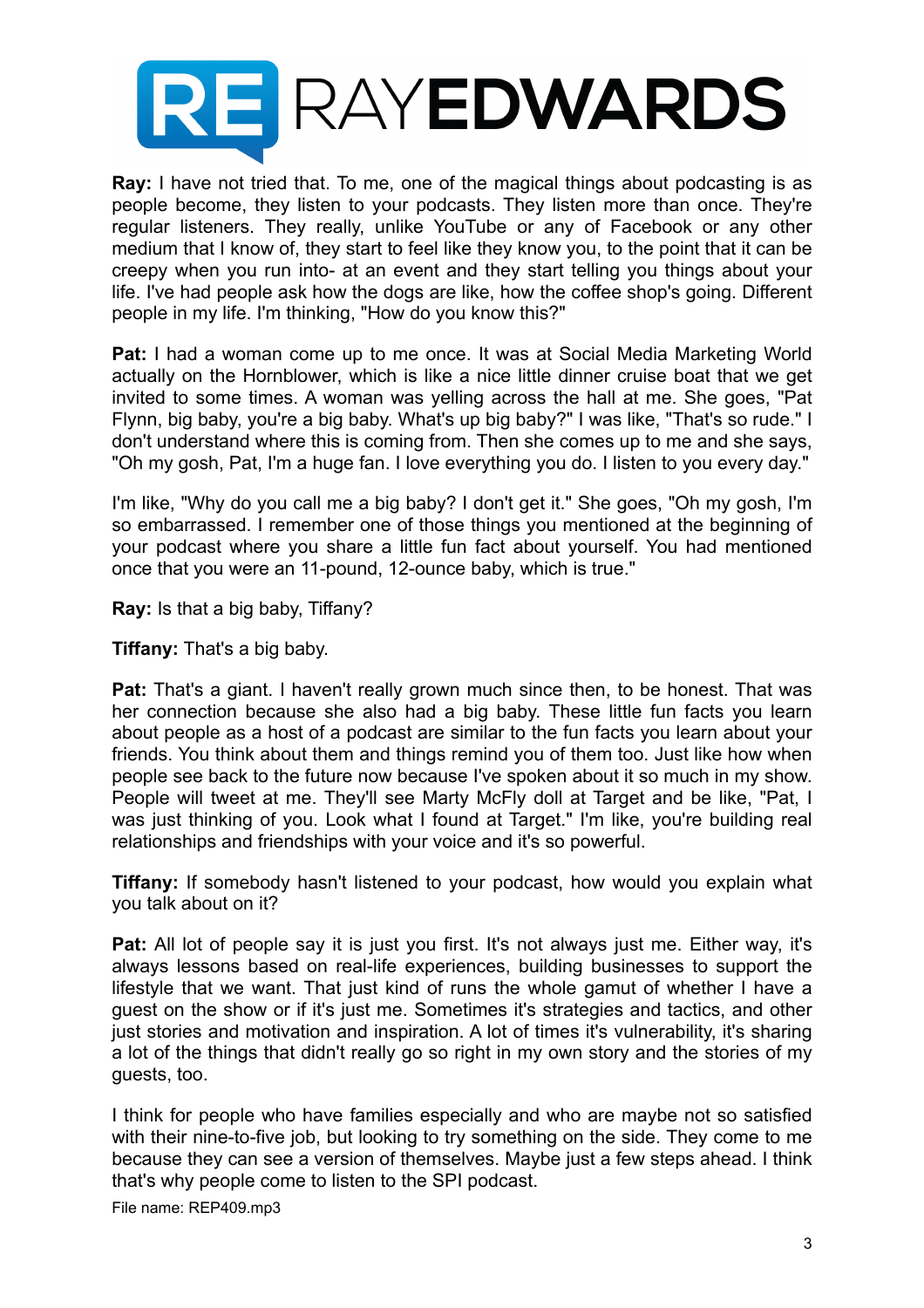**Ray:** I have not tried that. To me, one of the magical things about podcasting is as people become, they listen to your podcasts. They listen more than once. They're regular listeners. They really, unlike YouTube or any of Facebook or any other medium that I know of, they start to feel like they know you, to the point that it can be creepy when you run into- at an event and they start telling you things about your life. I've had people ask how the dogs are like, how the coffee shop's going. Different people in my life. I'm thinking, "How do you know this?"

**Pat:** I had a woman come up to me once. It was at Social Media Marketing World actually on the Hornblower, which is like a nice little dinner cruise boat that we get invited to some times. A woman was yelling across the hall at me. She goes, "Pat Flynn, big baby, you're a big baby. What's up big baby?" I was like, "That's so rude." I don't understand where this is coming from. Then she comes up to me and she says, "Oh my gosh, Pat, I'm a huge fan. I love everything you do. I listen to you every day."

I'm like, "Why do you call me a big baby? I don't get it." She goes, "Oh my gosh, I'm so embarrassed. I remember one of those things you mentioned at the beginning of your podcast where you share a little fun fact about yourself. You had mentioned once that you were an 11-pound, 12-ounce baby, which is true."

**Ray:** Is that a big baby, Tiffany?

**Tiffany:** That's a big baby.

**Pat:** That's a giant. I haven't really grown much since then, to be honest. That was her connection because she also had a big baby. These little fun facts you learn about people as a host of a podcast are similar to the fun facts you learn about your friends. You think about them and things remind you of them too. Just like how when people see back to the future now because I've spoken about it so much in my show. People will tweet at me. They'll see Marty McFly doll at Target and be like, "Pat, I was just thinking of you. Look what I found at Target." I'm like, you're building real relationships and friendships with your voice and it's so powerful.

**Tiffany:** If somebody hasn't listened to your podcast, how would you explain what you talk about on it?

**Pat:** All lot of people say it is just you first. It's not always just me. Either way, it's always lessons based on real-life experiences, building businesses to support the lifestyle that we want. That just kind of runs the whole gamut of whether I have a guest on the show or if it's just me. Sometimes it's strategies and tactics, and other just stories and motivation and inspiration. A lot of times it's vulnerability, it's sharing a lot of the things that didn't really go so right in my own story and the stories of my guests, too.

I think for people who have families especially and who are maybe not so satisfied with their nine-to-five job, but looking to try something on the side. They come to me because they can see a version of themselves. Maybe just a few steps ahead. I think that's why people come to listen to the SPI podcast.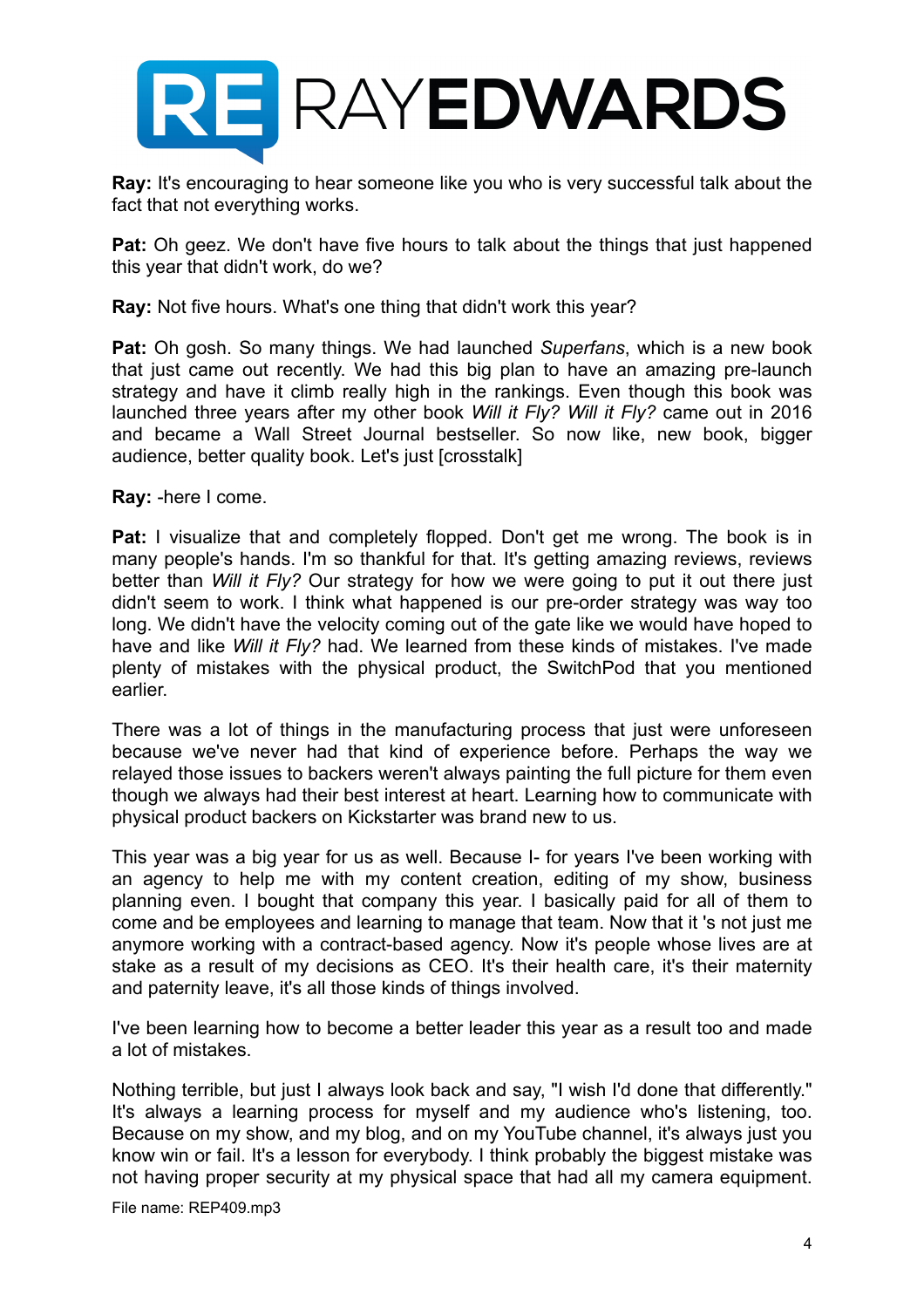**Ray:** It's encouraging to hear someone like you who is very successful talk about the fact that not everything works.

**Pat:** Oh geez. We don't have five hours to talk about the things that just happened this year that didn't work, do we?

**Ray:** Not five hours. What's one thing that didn't work this year?

**Pat:** Oh gosh. So many things. We had launched *Superfans*, which is a new book that just came out recently. We had this big plan to have an amazing pre-launch strategy and have it climb really high in the rankings. Even though this book was launched three years after my other book *Will it Fly? Will it Fly?* came out in 2016 and became a Wall Street Journal bestseller. So now like, new book, bigger audience, better quality book. Let's just [crosstalk]

**Ray:** -here I come.

**Pat:** I visualize that and completely flopped. Don't get me wrong. The book is in many people's hands. I'm so thankful for that. It's getting amazing reviews, reviews better than *Will it Fly?* Our strategy for how we were going to put it out there just didn't seem to work. I think what happened is our pre-order strategy was way too long. We didn't have the velocity coming out of the gate like we would have hoped to have and like *Will it Fly?* had. We learned from these kinds of mistakes. I've made plenty of mistakes with the physical product, the SwitchPod that you mentioned earlier.

There was a lot of things in the manufacturing process that just were unforeseen because we've never had that kind of experience before. Perhaps the way we relayed those issues to backers weren't always painting the full picture for them even though we always had their best interest at heart. Learning how to communicate with physical product backers on Kickstarter was brand new to us.

This year was a big year for us as well. Because I- for years I've been working with an agency to help me with my content creation, editing of my show, business planning even. I bought that company this year. I basically paid for all of them to come and be employees and learning to manage that team. Now that it 's not just me anymore working with a contract-based agency. Now it's people whose lives are at stake as a result of my decisions as CEO. It's their health care, it's their maternity and paternity leave, it's all those kinds of things involved.

I've been learning how to become a better leader this year as a result too and made a lot of mistakes.

Nothing terrible, but just I always look back and say, "I wish I'd done that differently." It's always a learning process for myself and my audience who's listening, too. Because on my show, and my blog, and on my YouTube channel, it's always just you know win or fail. It's a lesson for everybody. I think probably the biggest mistake was not having proper security at my physical space that had all my camera equipment.

File name: REP409.mp3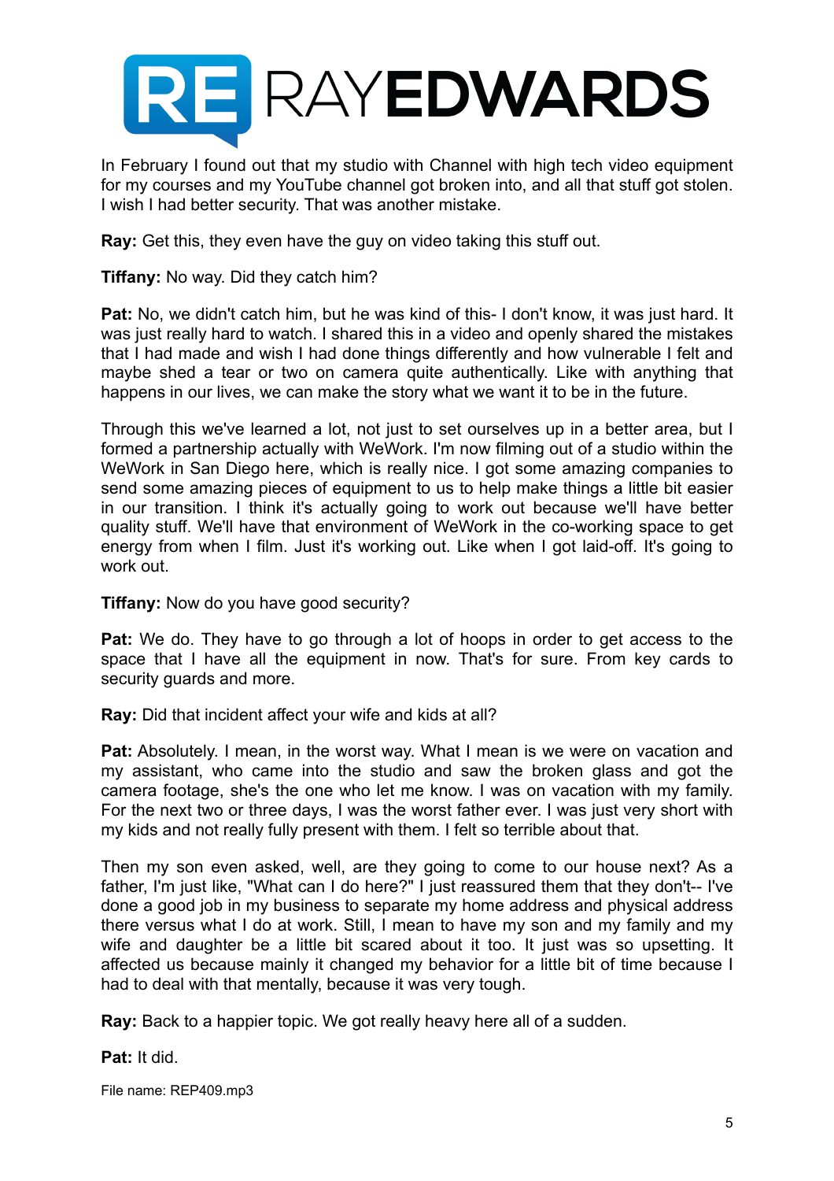In February I found out that my studio with Channel with high tech video equipment for my courses and my YouTube channel got broken into, and all that stuff got stolen. I wish I had better security. That was another mistake.

**Ray:** Get this, they even have the guy on video taking this stuff out.

**Tiffany:** No way. Did they catch him?

**Pat:** No, we didn't catch him, but he was kind of this- I don't know, it was just hard. It was just really hard to watch. I shared this in a video and openly shared the mistakes that I had made and wish I had done things differently and how vulnerable I felt and maybe shed a tear or two on camera quite authentically. Like with anything that happens in our lives, we can make the story what we want it to be in the future.

Through this we've learned a lot, not just to set ourselves up in a better area, but I formed a partnership actually with WeWork. I'm now filming out of a studio within the WeWork in San Diego here, which is really nice. I got some amazing companies to send some amazing pieces of equipment to us to help make things a little bit easier in our transition. I think it's actually going to work out because we'll have better quality stuff. We'll have that environment of WeWork in the co-working space to get energy from when I film. Just it's working out. Like when I got laid-off. It's going to work out.

**Tiffany:** Now do you have good security?

**Pat:** We do. They have to go through a lot of hoops in order to get access to the space that I have all the equipment in now. That's for sure. From key cards to security guards and more.

**Ray:** Did that incident affect your wife and kids at all?

**Pat:** Absolutely. I mean, in the worst way. What I mean is we were on vacation and my assistant, who came into the studio and saw the broken glass and got the camera footage, she's the one who let me know. I was on vacation with my family. For the next two or three days, I was the worst father ever. I was just very short with my kids and not really fully present with them. I felt so terrible about that.

Then my son even asked, well, are they going to come to our house next? As a father, I'm just like, "What can I do here?" I just reassured them that they don't-- I've done a good job in my business to separate my home address and physical address there versus what I do at work. Still, I mean to have my son and my family and my wife and daughter be a little bit scared about it too. It just was so upsetting. It affected us because mainly it changed my behavior for a little bit of time because I had to deal with that mentally, because it was very tough.

**Ray:** Back to a happier topic. We got really heavy here all of a sudden.

**Pat:** It did.

File name: REP409.mp3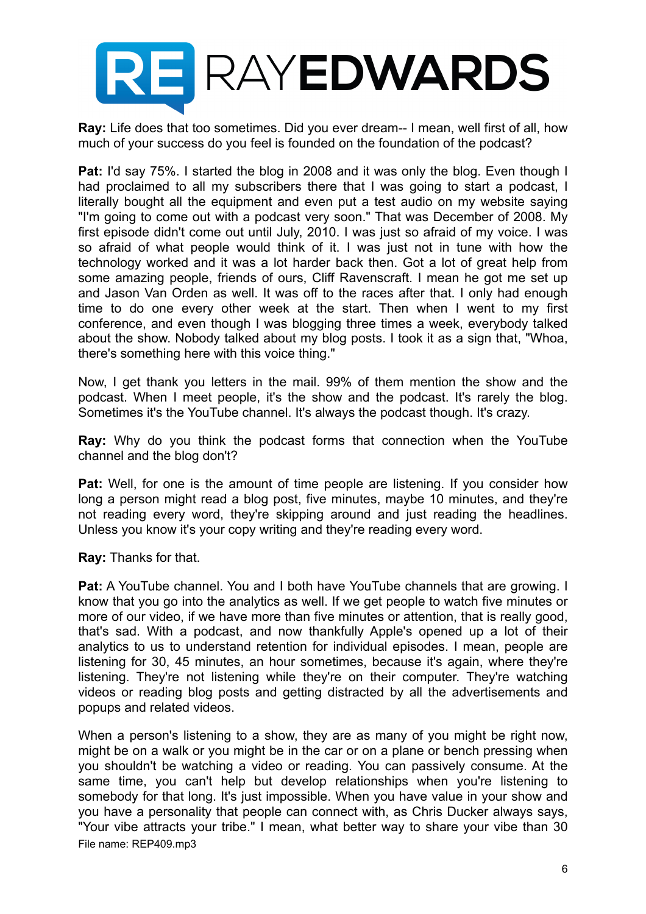**Ray:** Life does that too sometimes. Did you ever dream-- I mean, well first of all, how much of your success do you feel is founded on the foundation of the podcast?

**Pat:** I'd say 75%. I started the blog in 2008 and it was only the blog. Even though I had proclaimed to all my subscribers there that I was going to start a podcast, I literally bought all the equipment and even put a test audio on my website saying "I'm going to come out with a podcast very soon." That was December of 2008. My first episode didn't come out until July, 2010. I was just so afraid of my voice. I was so afraid of what people would think of it. I was just not in tune with how the technology worked and it was a lot harder back then. Got a lot of great help from some amazing people, friends of ours, Cliff Ravenscraft. I mean he got me set up and Jason Van Orden as well. It was off to the races after that. I only had enough time to do one every other week at the start. Then when I went to my first conference, and even though I was blogging three times a week, everybody talked about the show. Nobody talked about my blog posts. I took it as a sign that, "Whoa, there's something here with this voice thing."

Now, I get thank you letters in the mail. 99% of them mention the show and the podcast. When I meet people, it's the show and the podcast. It's rarely the blog. Sometimes it's the YouTube channel. It's always the podcast though. It's crazy.

**Ray:** Why do you think the podcast forms that connection when the YouTube channel and the blog don't?

**Pat:** Well, for one is the amount of time people are listening. If you consider how long a person might read a blog post, five minutes, maybe 10 minutes, and they're not reading every word, they're skipping around and just reading the headlines. Unless you know it's your copy writing and they're reading every word.

**Ray:** Thanks for that.

**Pat:** A YouTube channel. You and I both have YouTube channels that are growing. I know that you go into the analytics as well. If we get people to watch five minutes or more of our video, if we have more than five minutes or attention, that is really good, that's sad. With a podcast, and now thankfully Apple's opened up a lot of their analytics to us to understand retention for individual episodes. I mean, people are listening for 30, 45 minutes, an hour sometimes, because it's again, where they're listening. They're not listening while they're on their computer. They're watching videos or reading blog posts and getting distracted by all the advertisements and popups and related videos.

When a person's listening to a show, they are as many of you might be right now, might be on a walk or you might be in the car or on a plane or bench pressing when you shouldn't be watching a video or reading. You can passively consume. At the same time, you can't help but develop relationships when you're listening to somebody for that long. It's just impossible. When you have value in your show and you have a personality that people can connect with, as Chris Ducker always says, "Your vibe attracts your tribe." I mean, what better way to share your vibe than 30

File name: REP409.mp3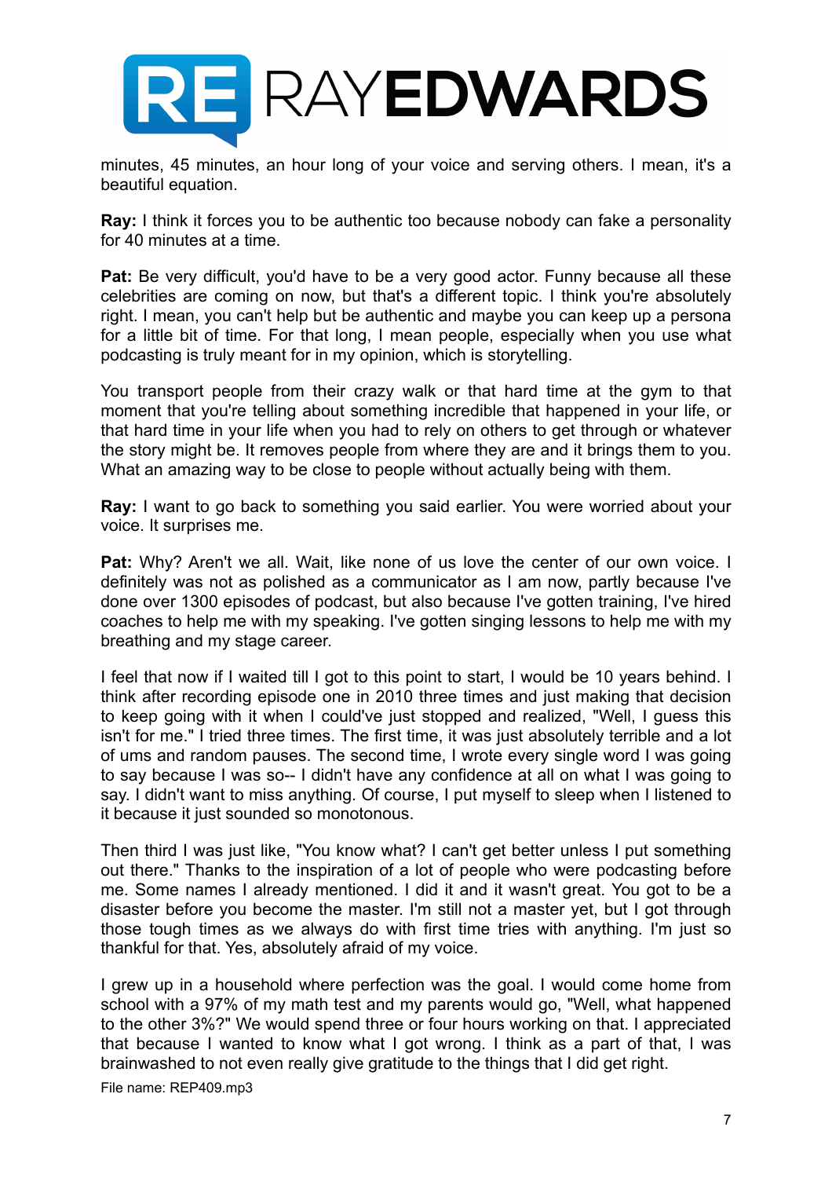minutes, 45 minutes, an hour long of your voice and serving others. I mean, it's a beautiful equation.

**Ray:** I think it forces you to be authentic too because nobody can fake a personality for 40 minutes at a time.

**Pat:** Be very difficult, you'd have to be a very good actor. Funny because all these celebrities are coming on now, but that's a different topic. I think you're absolutely right. I mean, you can't help but be authentic and maybe you can keep up a persona for a little bit of time. For that long, I mean people, especially when you use what podcasting is truly meant for in my opinion, which is storytelling.

You transport people from their crazy walk or that hard time at the gym to that moment that you're telling about something incredible that happened in your life, or that hard time in your life when you had to rely on others to get through or whatever the story might be. It removes people from where they are and it brings them to you. What an amazing way to be close to people without actually being with them.

**Ray:** I want to go back to something you said earlier. You were worried about your voice. It surprises me.

**Pat:** Why? Aren't we all. Wait, like none of us love the center of our own voice. I definitely was not as polished as a communicator as I am now, partly because I've done over 1300 episodes of podcast, but also because I've gotten training, I've hired coaches to help me with my speaking. I've gotten singing lessons to help me with my breathing and my stage career.

I feel that now if I waited till I got to this point to start, I would be 10 years behind. I think after recording episode one in 2010 three times and just making that decision to keep going with it when I could've just stopped and realized, "Well, I guess this isn't for me." I tried three times. The first time, it was just absolutely terrible and a lot of ums and random pauses. The second time, I wrote every single word I was going to say because I was so-- I didn't have any confidence at all on what I was going to say. I didn't want to miss anything. Of course, I put myself to sleep when I listened to it because it just sounded so monotonous.

Then third I was just like, "You know what? I can't get better unless I put something out there." Thanks to the inspiration of a lot of people who were podcasting before me. Some names I already mentioned. I did it and it wasn't great. You got to be a disaster before you become the master. I'm still not a master yet, but I got through those tough times as we always do with first time tries with anything. I'm just so thankful for that. Yes, absolutely afraid of my voice.

I grew up in a household where perfection was the goal. I would come home from school with a 97% of my math test and my parents would go, "Well, what happened to the other 3%?" We would spend three or four hours working on that. I appreciated that because I wanted to know what I got wrong. I think as a part of that, I was brainwashed to not even really give gratitude to the things that I did get right.

File name: REP409.mp3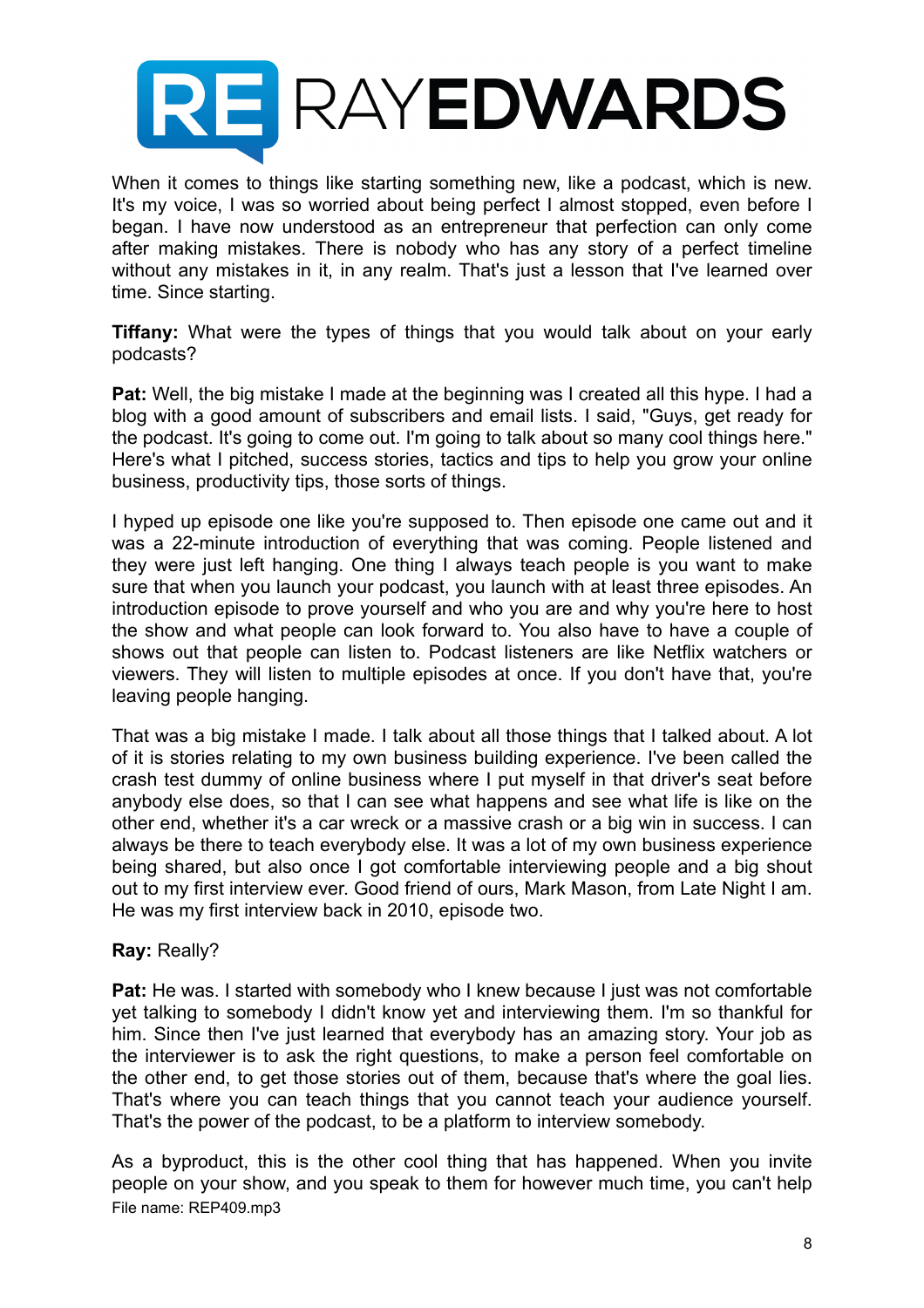When it comes to things like starting something new, like a podcast, which is new. It's my voice, I was so worried about being perfect I almost stopped, even before I began. I have now understood as an entrepreneur that perfection can only come after making mistakes. There is nobody who has any story of a perfect timeline without any mistakes in it, in any realm. That's just a lesson that I've learned over time. Since starting.

**Tiffany:** What were the types of things that you would talk about on your early podcasts?

**Pat:** Well, the big mistake I made at the beginning was I created all this hype. I had a blog with a good amount of subscribers and email lists. I said, "Guys, get ready for the podcast. It's going to come out. I'm going to talk about so many cool things here." Here's what I pitched, success stories, tactics and tips to help you grow your online business, productivity tips, those sorts of things.

I hyped up episode one like you're supposed to. Then episode one came out and it was a 22-minute introduction of everything that was coming. People listened and they were just left hanging. One thing I always teach people is you want to make sure that when you launch your podcast, you launch with at least three episodes. An introduction episode to prove yourself and who you are and why you're here to host the show and what people can look forward to. You also have to have a couple of shows out that people can listen to. Podcast listeners are like Netflix watchers or viewers. They will listen to multiple episodes at once. If you don't have that, you're leaving people hanging.

That was a big mistake I made. I talk about all those things that I talked about. A lot of it is stories relating to my own business building experience. I've been called the crash test dummy of online business where I put myself in that driver's seat before anybody else does, so that I can see what happens and see what life is like on the other end, whether it's a car wreck or a massive crash or a big win in success. I can always be there to teach everybody else. It was a lot of my own business experience being shared, but also once I got comfortable interviewing people and a big shout out to my first interview ever. Good friend of ours, Mark Mason, from Late Night I am. He was my first interview back in 2010, episode two.

**Ray:** Really?

**Pat:** He was. I started with somebody who I knew because I just was not comfortable yet talking to somebody I didn't know yet and interviewing them. I'm so thankful for him. Since then I've just learned that everybody has an amazing story. Your job as the interviewer is to ask the right questions, to make a person feel comfortable on the other end, to get those stories out of them, because that's where the goal lies. That's where you can teach things that you cannot teach your audience yourself. That's the power of the podcast, to be a platform to interview somebody.

As a byproduct, this is the other cool thing that has happened. When you invite people on your show, and you speak to them for however much time, you can't help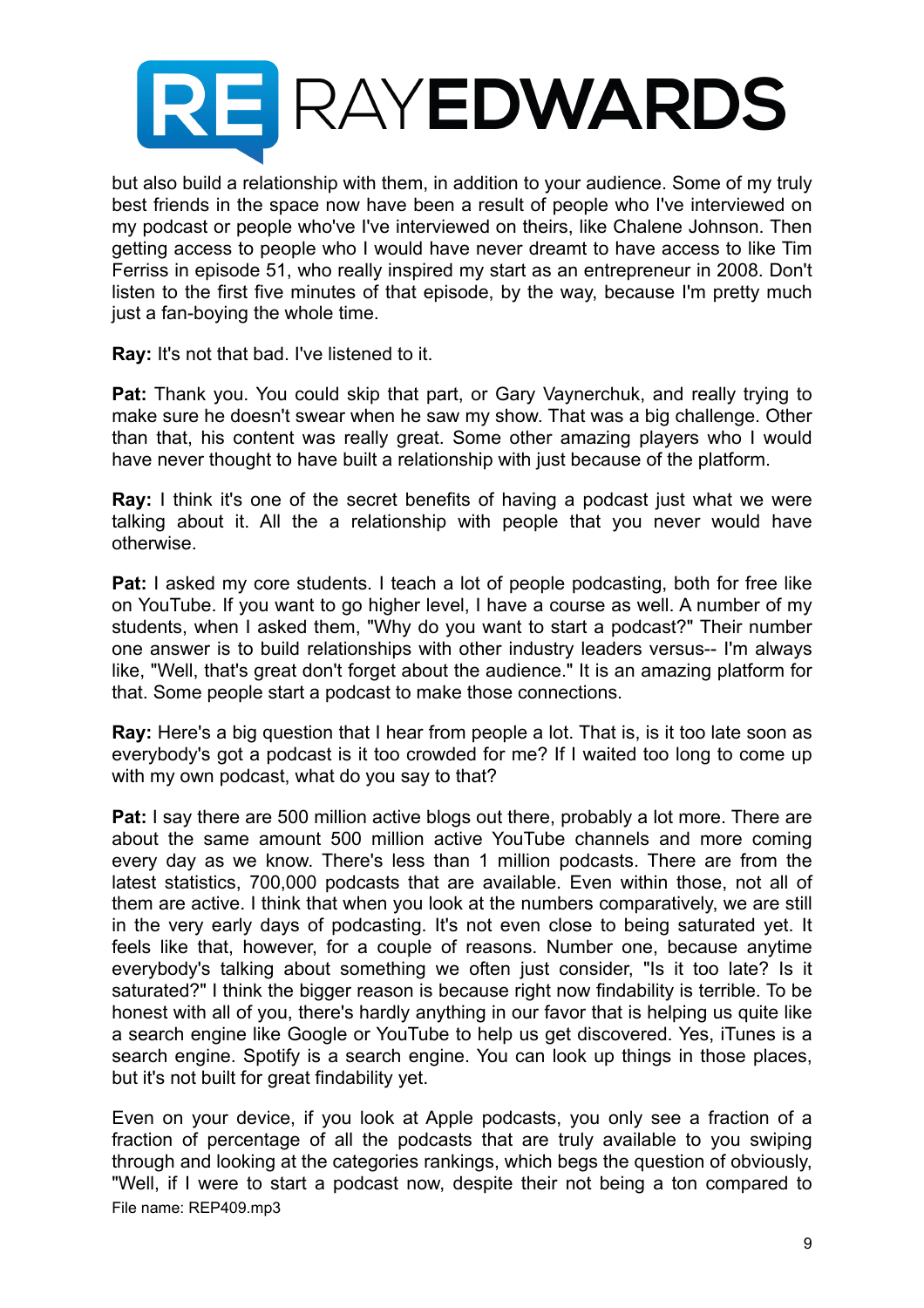but also build a relationship with them, in addition to your audience. Some of my truly best friends in the space now have been a result of people who I've interviewed on my podcast or people who've interviewed on theirs, like Chalene Johnson. Then getting access to people who I would have never dreamt to have access to like Tim Ferriss in episode 51, who really inspired my start as an entrepreneur in 2008. Don't listen to the first five minutes of that episode, by the way, because I'm pretty much just a fan-boying the whole time.

**Ray:** It's not that bad. I've listened to it.

**Pat:** Thank you. You could skip that part, or Gary Vaynerchuk, and really trying to make sure he doesn't swear when he saw my show. That was a big challenge. Other than that, his content was really great. Some other amazing players who I would have never thought to have built a relationship with just because of the platform.

**Ray:** I think it's one of the secret benefits of having a podcast just what we were talking about it. All the a relationship with people that you never would have otherwise.

**Pat:** I asked my core students. I teach a lot of people podcasting, both for free like on YouTube. If you want to go higher level, I have a course as well. A number of my students, when I asked them, "Why do you want to start a podcast?" Their number one answer is to build relationships with other industry leaders versus-- I'm always like, "Well, that's great don't forget about the audience." It is an amazing platform for that. Some people start a podcast to make those connections.

**Ray:** Here's a big question that I hear from people a lot. That is, is it too late soon as everybody's got a podcast is it too crowded for me? If I waited too long to come up with my own podcast, what do you say to that?

**Pat:** I say there are 500 million active blogs out there, probably a lot more. There are about the same amount 500 million active YouTube channels and more coming every day as we know. There's less than 1 million podcasts. There are from the latest statistics, 700,000 podcasts that are available. Even within those, not all of them are active. I think that when you look at the numbers comparatively, we are still in the very early days of podcasting. It's not even close to being saturated yet. It feels like that, however, for a couple of reasons. Number one, because anytime everybody's talking about something we often just consider, "Is it too late? Is it saturated?" I think the bigger reason is because right now findability is terrible. To be honest with all of you, there's hardly anything in our favor that is helping us quite like a search engine like Google or YouTube to help us get discovered. Yes, iTunes is a search engine. Spotify is a search engine. You can look up things in those places, but it's not built for great findability yet.

Even on your device, if you look at Apple podcasts, you only see a fraction of a fraction of percentage of all the podcasts that are truly available to you swiping through and looking at the categories rankings, which begs the question of obviously, "Well, if I were to start a podcast now, despite their not being a ton compared to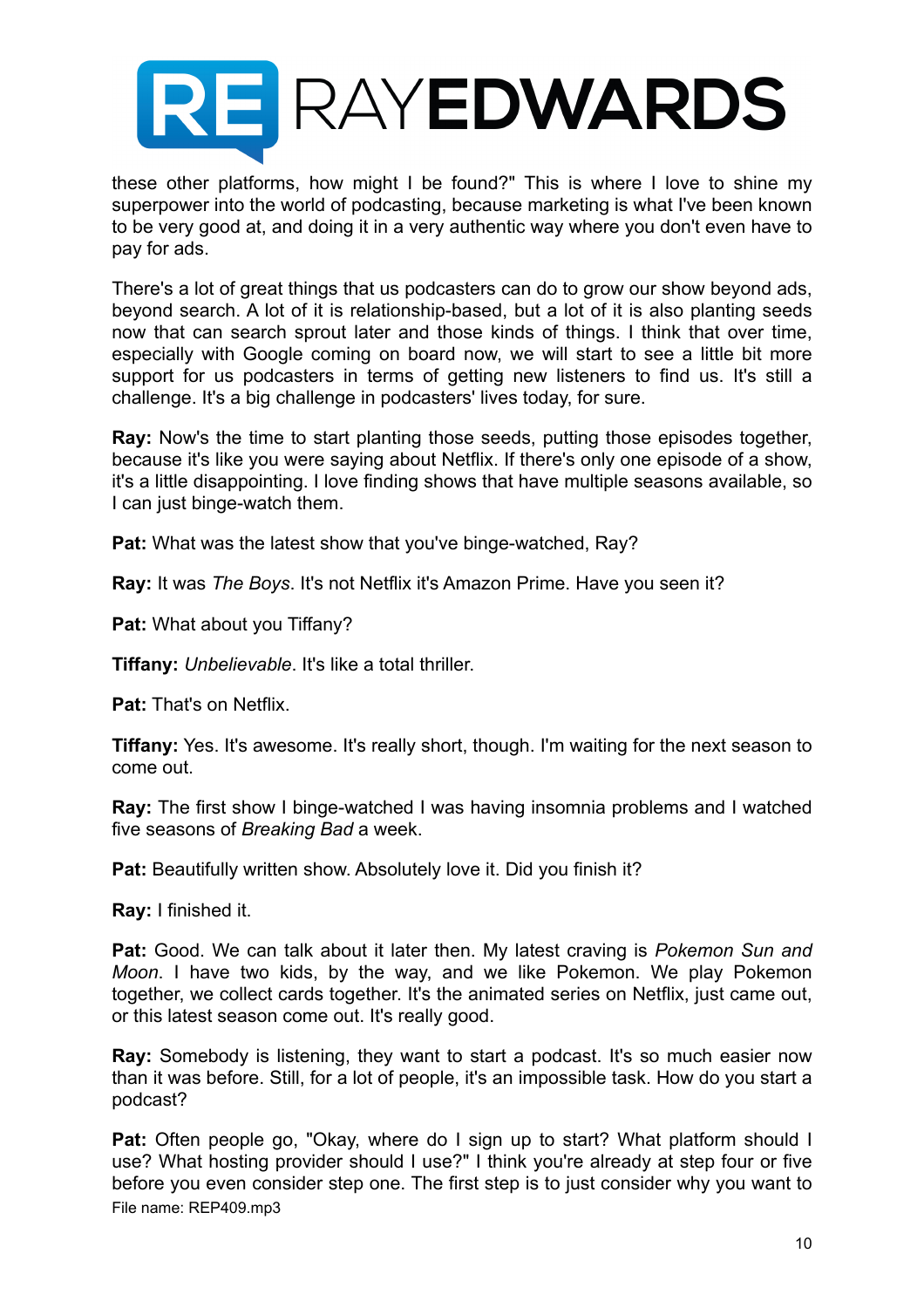these other platforms, how might I be found?" This is where I love to shine my superpower into the world of podcasting, because marketing is what I've been known to be very good at, and doing it in a very authentic way where you don't even have to pay for ads.

There's a lot of great things that us podcasters can do to grow our show beyond ads, beyond search. A lot of it is relationship-based, but a lot of it is also planting seeds now that can search sprout later and those kinds of things. I think that over time, especially with Google coming on board now, we will start to see a little bit more support for us podcasters in terms of getting new listeners to find us. It's still a challenge. It's a big challenge in podcasters' lives today, for sure.

**Ray:** Now's the time to start planting those seeds, putting those episodes together, because it's like you were saying about Netflix. If there's only one episode of a show, it's a little disappointing. I love finding shows that have multiple seasons available, so I can just binge-watch them.

**Pat:** What was the latest show that you've binge-watched, Ray?

**Ray:** It was *The Boys*. It's not Netflix it's Amazon Prime. Have you seen it?

**Pat:** What about you Tiffany?

**Tiffany:** *Unbelievable*. It's like a total thriller.

**Pat:** That's on Netflix.

**Tiffany:** Yes. It's awesome. It's really short, though. I'm waiting for the next season to come out.

**Ray:** The first show I binge-watched I was having insomnia problems and I watched five seasons of *Breaking Bad* a week.

**Pat:** Beautifully written show. Absolutely love it. Did you finish it?

**Ray:** I finished it.

**Pat:** Good. We can talk about it later then. My latest craving is *Pokemon Sun and Moon*. I have two kids, by the way, and we like Pokemon. We play Pokemon together, we collect cards together. It's the animated series on Netflix, just came out, or this latest season come out. It's really good.

**Ray:** Somebody is listening, they want to start a podcast. It's so much easier now than it was before. Still, for a lot of people, it's an impossible task. How do you start a podcast?

**Pat:** Often people go, "Okay, where do I sign up to start? What platform should I use? What hosting provider should I use?" I think you're already at step four or five before you even consider step one. The first step is to just consider why you want to

File name: REP409.mp3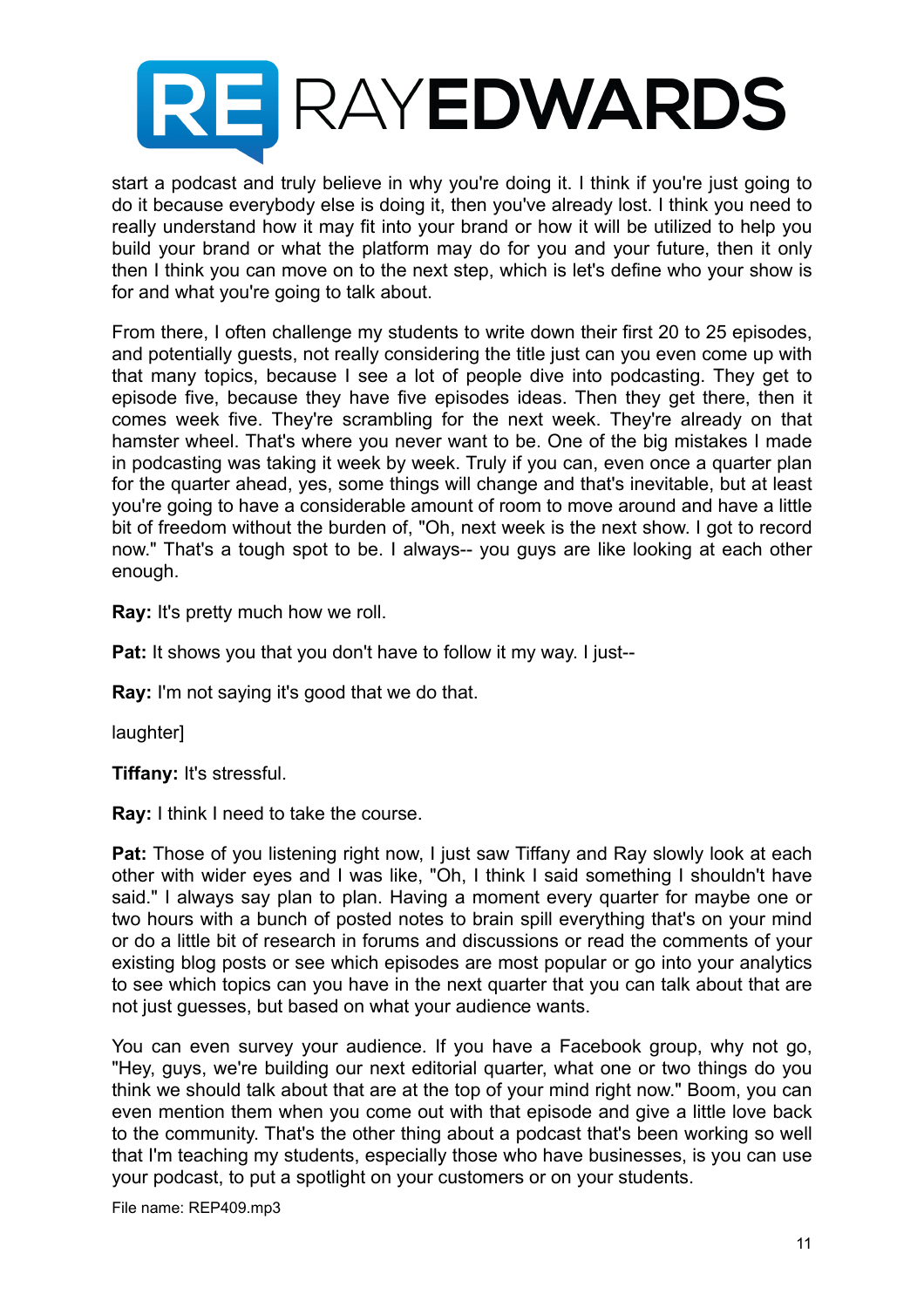start a podcast and truly believe in why you're doing it. I think if you're just going to do it because everybody else is doing it, then you've already lost. I think you need to really understand how it may fit into your brand or how it will be utilized to help you build your brand or what the platform may do for you and your future, then it only then I think you can move on to the next step, which is let's define who your show is for and what you're going to talk about.

From there, I often challenge my students to write down their first 20 to 25 episodes, and potentially guests, not really considering the title just can you even come up with that many topics, because I see a lot of people dive into podcasting. They get to episode five, because they have five episodes ideas. Then they get there, then it comes week five. They're scrambling for the next week. They're already on that hamster wheel. That's where you never want to be. One of the big mistakes I made in podcasting was taking it week by week. Truly if you can, even once a quarter plan for the quarter ahead, yes, some things will change and that's inevitable, but at least you're going to have a considerable amount of room to move around and have a little bit of freedom without the burden of, "Oh, next week is the next show. I got to record now." That's a tough spot to be. I always-- you guys are like looking at each other enough.

**Ray:** It's pretty much how we roll.

**Pat:** It shows you that you don't have to follow it my way. I just--

**Ray:** I'm not saying it's good that we do that.

laughter]

**Tiffany:** It's stressful.

**Ray:** I think I need to take the course.

**Pat:** Those of you listening right now, I just saw Tiffany and Ray slowly look at each other with wider eyes and I was like, "Oh, I think I said something I shouldn't have said." I always say plan to plan. Having a moment every quarter for maybe one or two hours with a bunch of posted notes to brain spill everything that's on your mind or do a little bit of research in forums and discussions or read the comments of your existing blog posts or see which episodes are most popular or go into your analytics to see which topics can you have in the next quarter that you can talk about that are not just guesses, but based on what your audience wants.

You can even survey your audience. If you have a Facebook group, why not go, "Hey, guys, we're building our next editorial quarter, what one or two things do you think we should talk about that are at the top of your mind right now." Boom, you can even mention them when you come out with that episode and give a little love back to the community. That's the other thing about a podcast that's been working so well that I'm teaching my students, especially those who have businesses, is you can use your podcast, to put a spotlight on your customers or on your students.

File name: REP409.mp3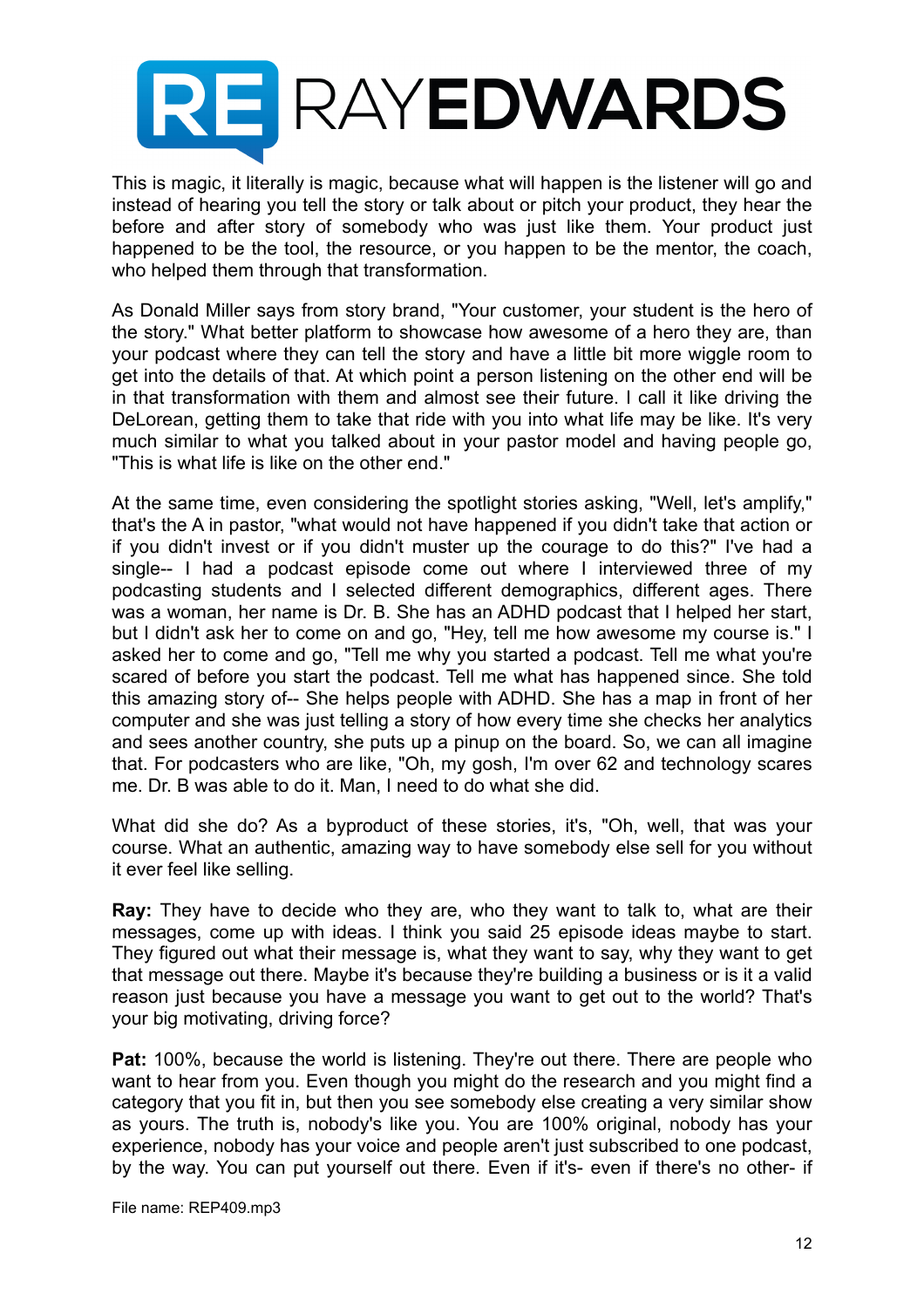This is magic, it literally is magic, because what will happen is the listener will go and instead of hearing you tell the story or talk about or pitch your product, they hear the before and after story of somebody who was just like them. Your product just happened to be the tool, the resource, or you happen to be the mentor, the coach, who helped them through that transformation.

As Donald Miller says from story brand, "Your customer, your student is the hero of the story." What better platform to showcase how awesome of a hero they are, than your podcast where they can tell the story and have a little bit more wiggle room to get into the details of that. At which point a person listening on the other end will be in that transformation with them and almost see their future. I call it like driving the DeLorean, getting them to take that ride with you into what life may be like. It's very much similar to what you talked about in your pastor model and having people go, "This is what life is like on the other end."

At the same time, even considering the spotlight stories asking, "Well, let's amplify," that's the A in pastor, "what would not have happened if you didn't take that action or if you didn't invest or if you didn't muster up the courage to do this?" I've had a single-- I had a podcast episode come out where I interviewed three of my podcasting students and I selected different demographics, different ages. There was a woman, her name is Dr. B. She has an ADHD podcast that I helped her start, but I didn't ask her to come on and go, "Hey, tell me how awesome my course is." I asked her to come and go, "Tell me why you started a podcast. Tell me what you're scared of before you start the podcast. Tell me what has happened since. She told this amazing story of-- She helps people with ADHD. She has a map in front of her computer and she was just telling a story of how every time she checks her analytics and sees another country, she puts up a pinup on the board. So, we can all imagine that. For podcasters who are like, "Oh, my gosh, I'm over 62 and technology scares me. Dr. B was able to do it. Man, I need to do what she did.

What did she do? As a byproduct of these stories, it's, "Oh, well, that was your course. What an authentic, amazing way to have somebody else sell for you without it ever feel like selling.

**Ray:** They have to decide who they are, who they want to talk to, what are their messages, come up with ideas. I think you said 25 episode ideas maybe to start. They figured out what their message is, what they want to say, why they want to get that message out there. Maybe it's because they're building a business or is it a valid reason just because you have a message you want to get out to the world? That's your big motivating, driving force?

**Pat:** 100%, because the world is listening. They're out there. There are people who want to hear from you. Even though you might do the research and you might find a category that you fit in, but then you see somebody else creating a very similar show as yours. The truth is, nobody's like you. You are 100% original, nobody has your experience, nobody has your voice and people aren't just subscribed to one podcast, by the way. You can put yourself out there. Even if it's- even if there's no other- if

File name: REP409.mp3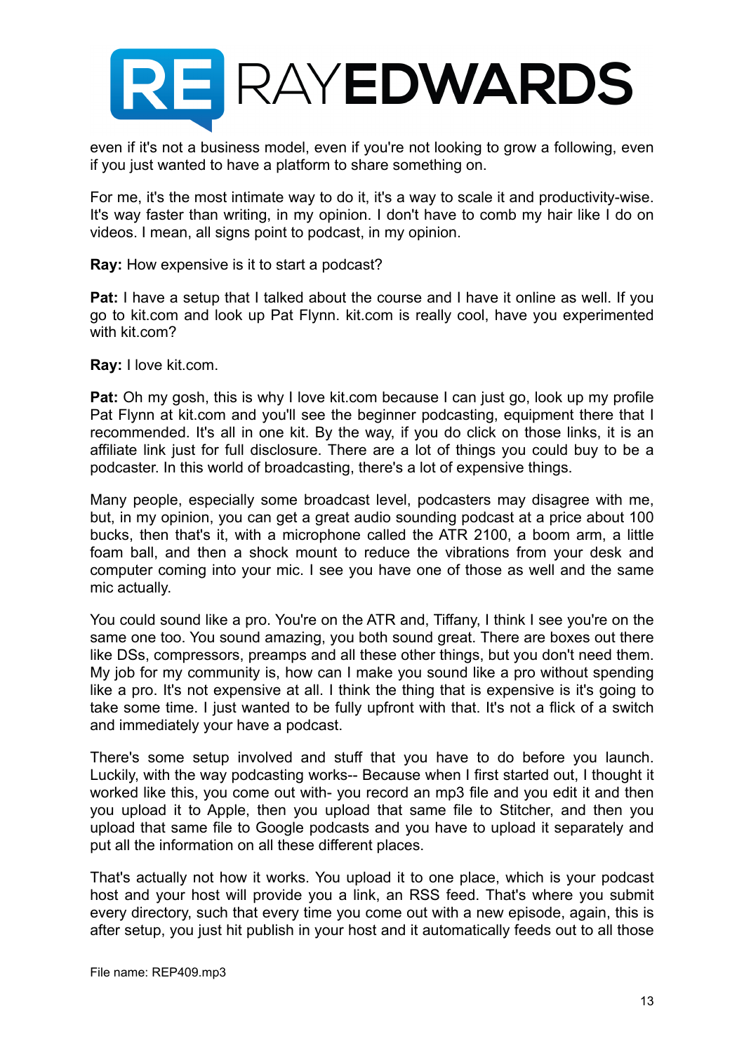even if it's not a business model, even if you're not looking to grow a following, even if you just wanted to have a platform to share something on.

For me, it's the most intimate way to do it, it's a way to scale it and productivity-wise. It's way faster than writing, in my opinion. I don't have to comb my hair like I do on videos. I mean, all signs point to podcast, in my opinion.

**Ray:** How expensive is it to start a podcast?

**Pat:** I have a setup that I talked about the course and I have it online as well. If you go to kit.com and look up Pat Flynn. kit.com is really cool, have you experimented with kit.com?

**Ray:** I love kit.com.

**Pat:** Oh my gosh, this is why I love kit.com because I can just go, look up my profile Pat Flynn at kit.com and you'll see the beginner podcasting, equipment there that I recommended. It's all in one kit. By the way, if you do click on those links, it is an affiliate link just for full disclosure. There are a lot of things you could buy to be a podcaster. In this world of broadcasting, there's a lot of expensive things.

Many people, especially some broadcast level, podcasters may disagree with me, but, in my opinion, you can get a great audio sounding podcast at a price about 100 bucks, then that's it, with a microphone called the ATR 2100, a boom arm, a little foam ball, and then a shock mount to reduce the vibrations from your desk and computer coming into your mic. I see you have one of those as well and the same mic actually.

You could sound like a pro. You're on the ATR and, Tiffany, I think I see you're on the same one too. You sound amazing, you both sound great. There are boxes out there like DSs, compressors, preamps and all these other things, but you don't need them. My job for my community is, how can I make you sound like a pro without spending like a pro. It's not expensive at all. I think the thing that is expensive is it's going to take some time. I just wanted to be fully upfront with that. It's not a flick of a switch and immediately your have a podcast.

There's some setup involved and stuff that you have to do before you launch. Luckily, with the way podcasting works-- Because when I first started out, I thought it worked like this, you come out with- you record an mp3 file and you edit it and then you upload it to Apple, then you upload that same file to Stitcher, and then you upload that same file to Google podcasts and you have to upload it separately and put all the information on all these different places.

That's actually not how it works. You upload it to one place, which is your podcast host and your host will provide you a link, an RSS feed. That's where you submit every directory, such that every time you come out with a new episode, again, this is after setup, you just hit publish in your host and it automatically feeds out to all those

File name: REP409.mp3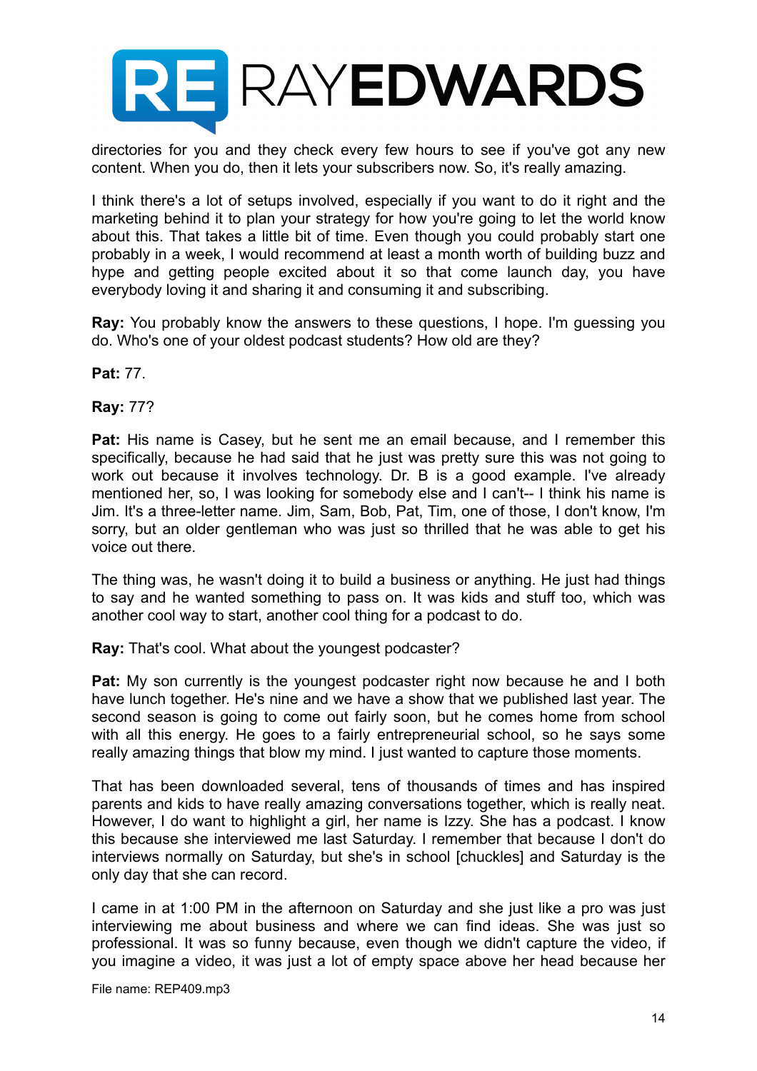directories for you and they check every few hours to see if you've got any new content. When you do, then it lets your subscribers now. So, it's really amazing.

I think there's a lot of setups involved, especially if you want to do it right and the marketing behind it to plan your strategy for how you're going to let the world know about this. That takes a little bit of time. Even though you could probably start one probably in a week, I would recommend at least a month worth of building buzz and hype and getting people excited about it so that come launch day, you have everybody loving it and sharing it and consuming it and subscribing.

**Ray:** You probably know the answers to these questions, I hope. I'm guessing you do. Who's one of your oldest podcast students? How old are they?

**Pat:** 77.

**Ray:** 77?

**Pat:** His name is Casey, but he sent me an email because, and I remember this specifically, because he had said that he just was pretty sure this was not going to work out because it involves technology. Dr. B is a good example. I've already mentioned her, so, I was looking for somebody else and I can't-- I think his name is Jim. It's a three-letter name. Jim, Sam, Bob, Pat, Tim, one of those, I don't know, I'm sorry, but an older gentleman who was just so thrilled that he was able to get his voice out there.

The thing was, he wasn't doing it to build a business or anything. He just had things to say and he wanted something to pass on. It was kids and stuff too, which was another cool way to start, another cool thing for a podcast to do.

**Ray:** That's cool. What about the youngest podcaster?

**Pat:** My son currently is the youngest podcaster right now because he and I both have lunch together. He's nine and we have a show that we published last year. The second season is going to come out fairly soon, but he comes home from school with all this energy. He goes to a fairly entrepreneurial school, so he says some really amazing things that blow my mind. I just wanted to capture those moments.

That has been downloaded several, tens of thousands of times and has inspired parents and kids to have really amazing conversations together, which is really neat. However, I do want to highlight a girl, her name is Izzy. She has a podcast. I know this because she interviewed me last Saturday. I remember that because I don't do interviews normally on Saturday, but she's in school [chuckles] and Saturday is the only day that she can record.

I came in at 1:00 PM in the afternoon on Saturday and she just like a pro was just interviewing me about business and where we can find ideas. She was just so professional. It was so funny because, even though we didn't capture the video, if you imagine a video, it was just a lot of empty space above her head because her

File name: REP409.mp3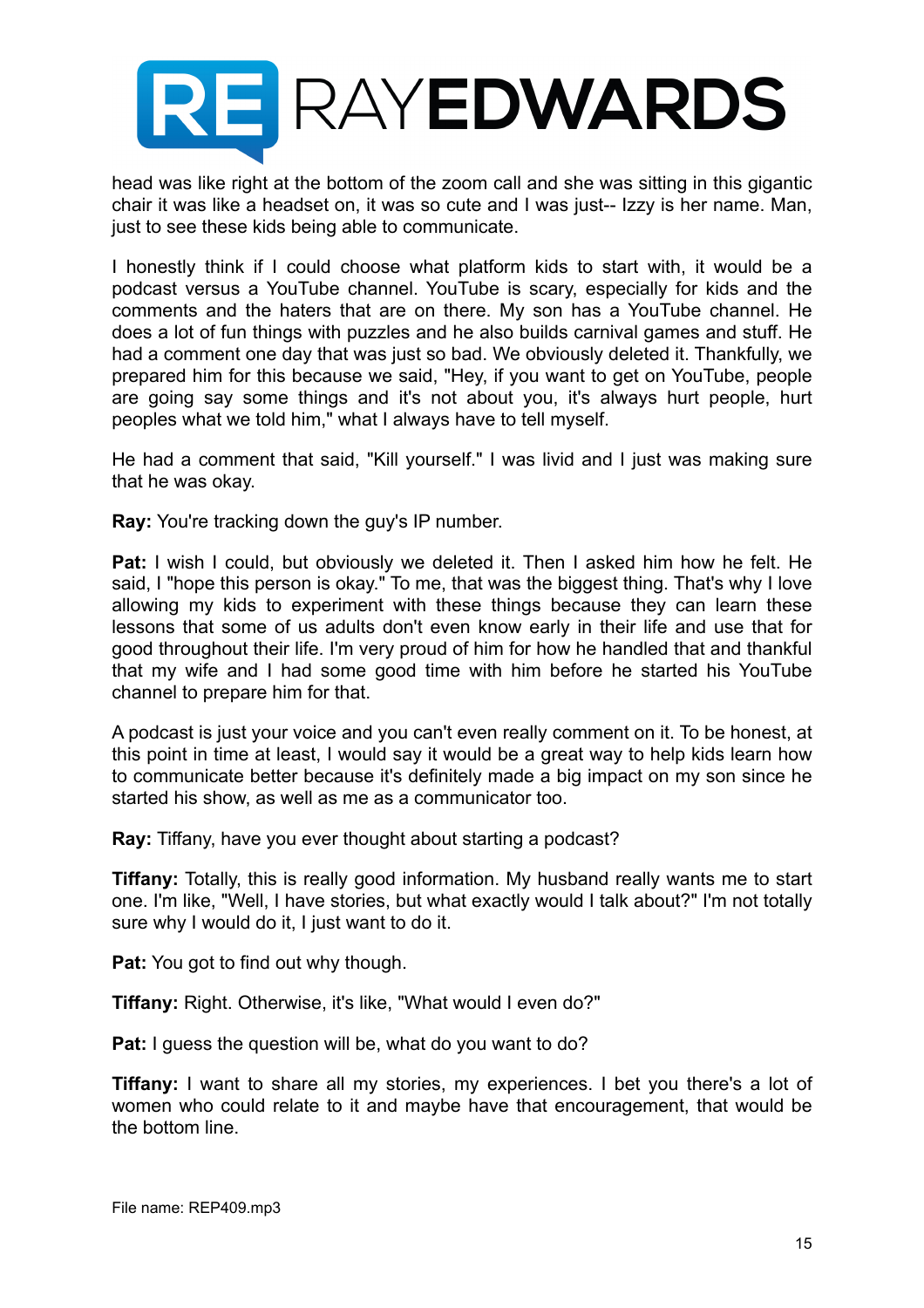head was like right at the bottom of the zoom call and she was sitting in this gigantic chair it was like a headset on, it was so cute and I was just-- Izzy is her name. Man, just to see these kids being able to communicate.

I honestly think if I could choose what platform kids to start with, it would be a podcast versus a YouTube channel. YouTube is scary, especially for kids and the comments and the haters that are on there. My son has a YouTube channel. He does a lot of fun things with puzzles and he also builds carnival games and stuff. He had a comment one day that was just so bad. We obviously deleted it. Thankfully, we prepared him for this because we said, "Hey, if you want to get on YouTube, people are going say some things and it's not about you, it's always hurt people, hurt peoples what we told him," what I always have to tell myself.

He had a comment that said, "Kill yourself." I was livid and I just was making sure that he was okay.

**Ray:** You're tracking down the guy's IP number.

**Pat:** I wish I could, but obviously we deleted it. Then I asked him how he felt. He said, I "hope this person is okay." To me, that was the biggest thing. That's why I love allowing my kids to experiment with these things because they can learn these lessons that some of us adults don't even know early in their life and use that for good throughout their life. I'm very proud of him for how he handled that and thankful that my wife and I had some good time with him before he started his YouTube channel to prepare him for that.

A podcast is just your voice and you can't even really comment on it. To be honest, at this point in time at least, I would say it would be a great way to help kids learn how to communicate better because it's definitely made a big impact on my son since he started his show, as well as me as a communicator too.

**Ray:** Tiffany, have you ever thought about starting a podcast?

**Tiffany:** Totally, this is really good information. My husband really wants me to start one. I'm like, "Well, I have stories, but what exactly would I talk about?" I'm not totally sure why I would do it, I just want to do it.

**Pat:** You got to find out why though.

**Tiffany:** Right. Otherwise, it's like, "What would I even do?"

**Pat:** I guess the question will be, what do you want to do?

**Tiffany:** I want to share all my stories, my experiences. I bet you there's a lot of women who could relate to it and maybe have that encouragement, that would be the bottom line.

File name: REP409.mp3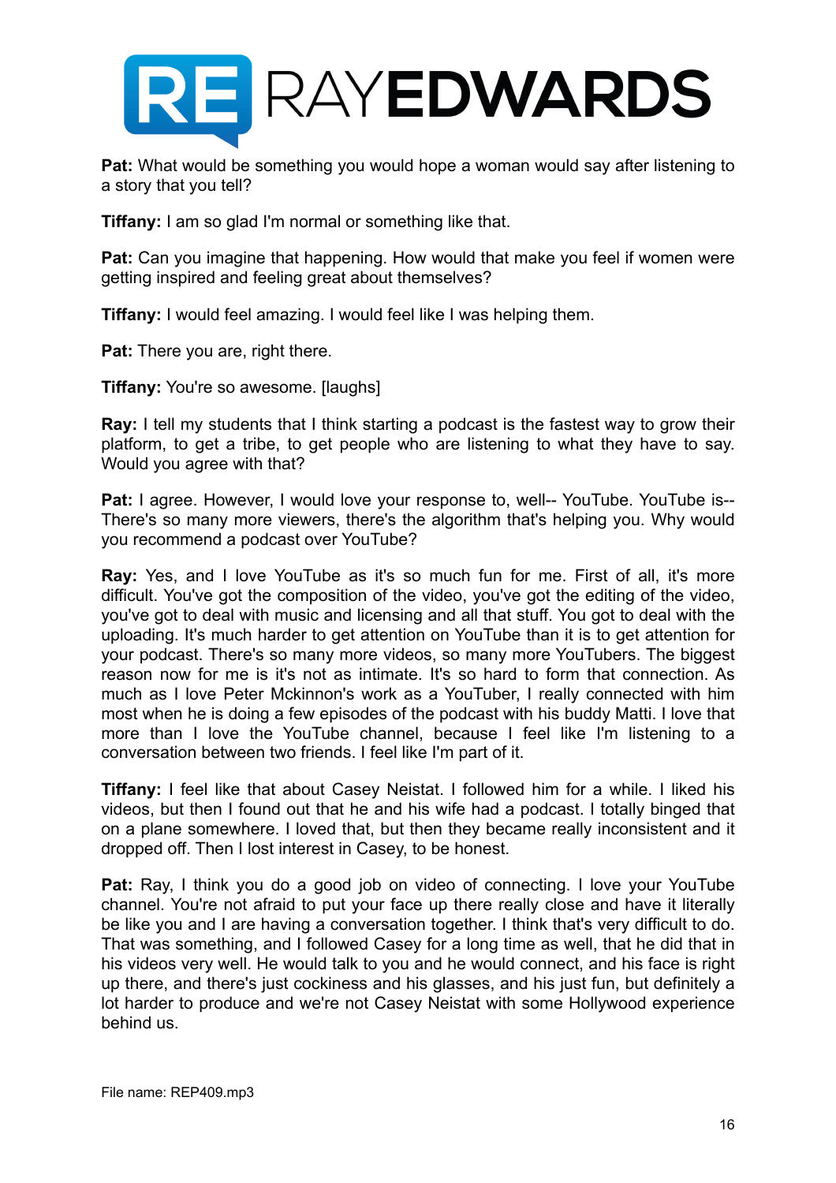**Pat:** What would be something you would hope a woman would say after listening to a story that you tell?

**Tiffany:** I am so glad I'm normal or something like that.

**Pat:** Can you imagine that happening. How would that make you feel if women were getting inspired and feeling great about themselves?

**Tiffany:** I would feel amazing. I would feel like I was helping them.

**Pat:** There you are, right there.

**Tiffany:** You're so awesome. [laughs]

**Ray:** I tell my students that I think starting a podcast is the fastest way to grow their platform, to get a tribe, to get people who are listening to what they have to say. Would you agree with that?

**Pat:** I agree. However, I would love your response to, well-- YouTube. YouTube is-- There's so many more viewers, there's the algorithm that's helping you. Why would you recommend a podcast over YouTube?

**Ray:** Yes, and I love YouTube as it's so much fun for me. First of all, it's more difficult. You've got the composition of the video, you've got the editing of the video, you've got to deal with music and licensing and all that stuff. You got to deal with the uploading. It's much harder to get attention on YouTube than it is to get attention for your podcast. There's so many more videos, so many more YouTubers. The biggest reason now for me is it's not as intimate. It's so hard to form that connection. As much as I love Peter Mckinnon's work as a YouTuber, I really connected with him most when he is doing a few episodes of the podcast with his buddy Matti. I love that more than I love the YouTube channel, because I feel like I'm listening to a conversation between two friends. I feel like I'm part of it.

**Tiffany:** I feel like that about Casey Neistat. I followed him for a while. I liked his videos, but then I found out that he and his wife had a podcast. I totally binged that on a plane somewhere. I loved that, but then they became really inconsistent and it dropped off. Then I lost interest in Casey, to be honest.

**Pat:** Ray, I think you do a good job on video of connecting. I love your YouTube channel. You're not afraid to put your face up there really close and have it literally be like you and I are having a conversation together. I think that's very difficult to do. That was something, and I followed Casey for a long time as well, that he did that in his videos very well. He would talk to you and he would connect, and his face is right up there, and there's just cockiness and his glasses, and his just fun, but definitely a lot harder to produce and we're not Casey Neistat with some Hollywood experience behind us.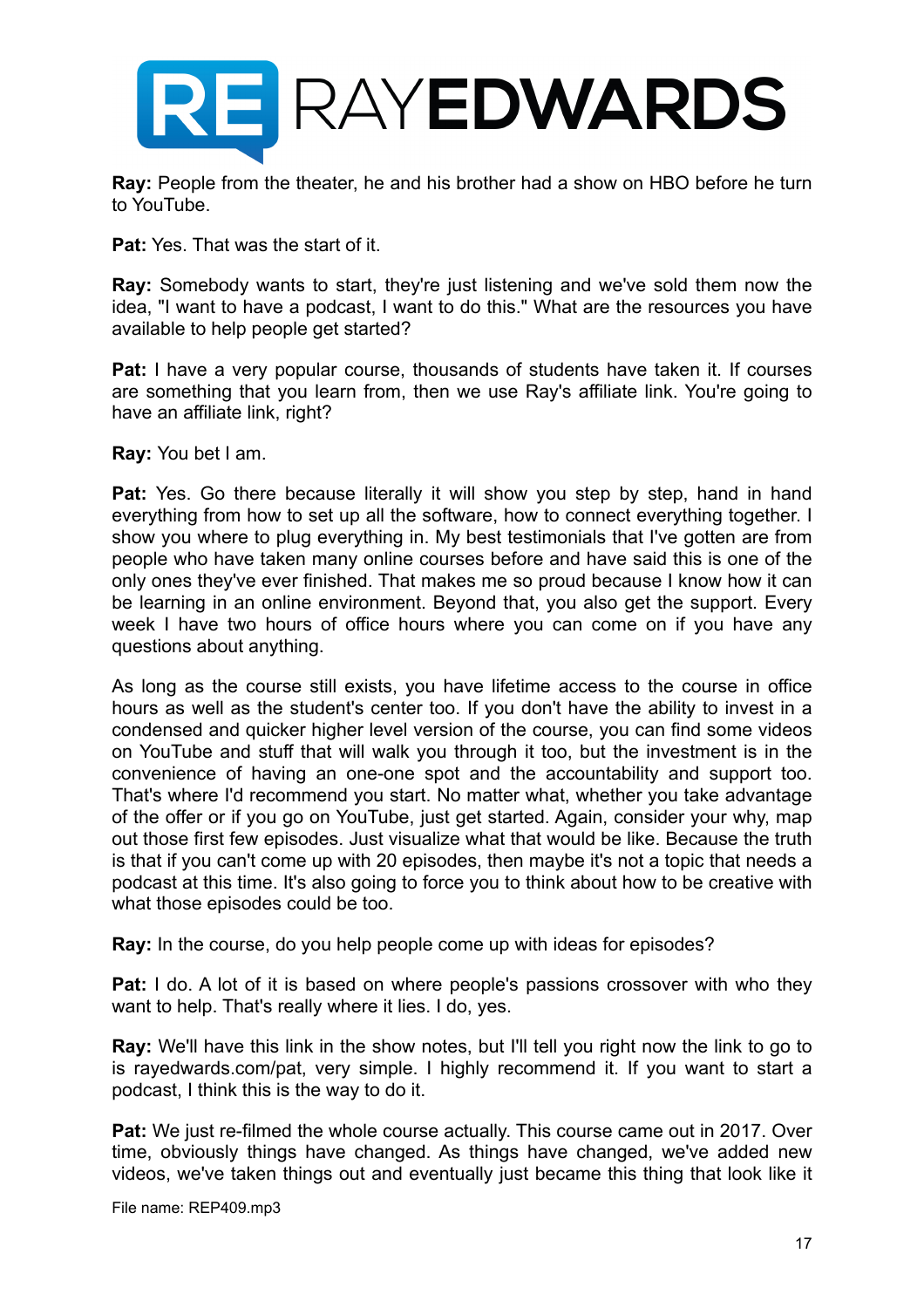**Ray:** People from the theater, he and his brother had a show on HBO before he turn to YouTube.

**Pat:** Yes. That was the start of it.

**Ray:** Somebody wants to start, they're just listening and we've sold them now the idea, "I want to have a podcast, I want to do this." What are the resources you have available to help people get started?

**Pat:** I have a very popular course, thousands of students have taken it. If courses are something that you learn from, then we use Ray's affiliate link. You're going to have an affiliate link, right?

**Ray:** You bet I am.

**Pat:** Yes. Go there because literally it will show you step by step, hand in hand everything from how to set up all the software, how to connect everything together. I show you where to plug everything in. My best testimonials that I've gotten are from people who have taken many online courses before and have said this is one of the only ones they've ever finished. That makes me so proud because I know how it can be learning in an online environment. Beyond that, you also get the support. Every week I have two hours of office hours where you can come on if you have any questions about anything.

As long as the course still exists, you have lifetime access to the course in office hours as well as the student's center too. If you don't have the ability to invest in a condensed and quicker higher level version of the course, you can find some videos on YouTube and stuff that will walk you through it too, but the investment is in the convenience of having an one-one spot and the accountability and support too. That's where I'd recommend you start. No matter what, whether you take advantage of the offer or if you go on YouTube, just get started. Again, consider your why, map out those first few episodes. Just visualize what that would be like. Because the truth is that if you can't come up with 20 episodes, then maybe it's not a topic that needs a podcast at this time. It's also going to force you to think about how to be creative with what those episodes could be too.

**Ray:** In the course, do you help people come up with ideas for episodes?

**Pat:** I do. A lot of it is based on where people's passions crossover with who they want to help. That's really where it lies. I do, yes.

**Ray:** We'll have this link in the show notes, but I'll tell you right now the link to go to is rayedwards.com/pat, very simple. I highly recommend it. If you want to start a podcast, I think this is the way to do it.

**Pat:** We just re-filmed the whole course actually. This course came out in 2017. Over time, obviously things have changed. As things have changed, we've added new videos, we've taken things out and eventually just became this thing that look like it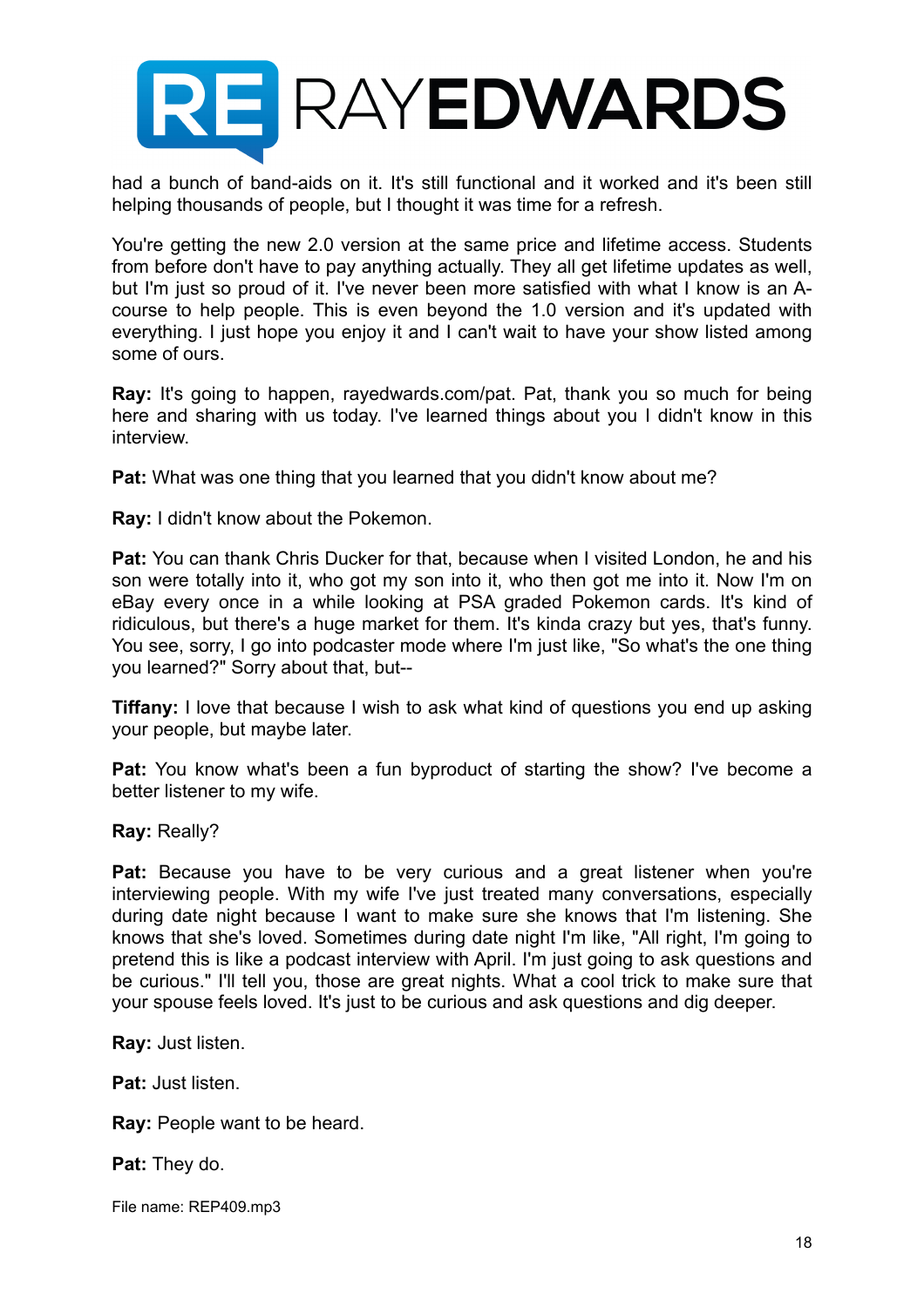had a bunch of band-aids on it. It's still functional and it worked and it's been still helping thousands of people, but I thought it was time for a refresh.

You're getting the new 2.0 version at the same price and lifetime access. Students from before don't have to pay anything actually. They all get lifetime updates as well, but I'm just so proud of it. I've never been more satisfied with what I know is an A-course to help people. This is even beyond the 1.0 version and it's updated with everything. I just hope you enjoy it and I can't wait to have your show listed among some of ours.

**Ray:** It's going to happen, rayedwards.com/pat. Pat, thank you so much for being here and sharing with us today. I've learned things about you I didn't know in this interview.

**Pat:** What was one thing that you learned that you didn't know about me?

**Ray:** I didn't know about the Pokemon.

**Pat:** You can thank Chris Ducker for that, because when I visited London, he and his son were totally into it, who got my son into it, who then got me into it. Now I'm on eBay every once in a while looking at PSA graded Pokemon cards. It's kind of ridiculous, but there's a huge market for them. It's kinda crazy but yes, that's funny. You see, sorry, I go into podcaster mode where I'm just like, "So what's the one thing you learned?" Sorry about that, but--

**Tiffany:** I love that because I wish to ask what kind of questions you end up asking your people, but maybe later.

**Pat:** You know what's been a fun byproduct of starting the show? I've become a better listener to my wife.

**Ray:** Really?

**Pat:** Because you have to be very curious and a great listener when you're interviewing people. With my wife I've just treated many conversations, especially during date night because I want to make sure she knows that I'm listening. She knows that she's loved. Sometimes during date night I'm like, "All right, I'm going to pretend this is like a podcast interview with April. I'm just going to ask questions and be curious." I'll tell you, those are great nights. What a cool trick to make sure that your spouse feels loved. It's just to be curious and ask questions and dig deeper.

**Ray:** Just listen.

**Pat:** Just listen.

**Ray:** People want to be heard.

**Pat:** They do.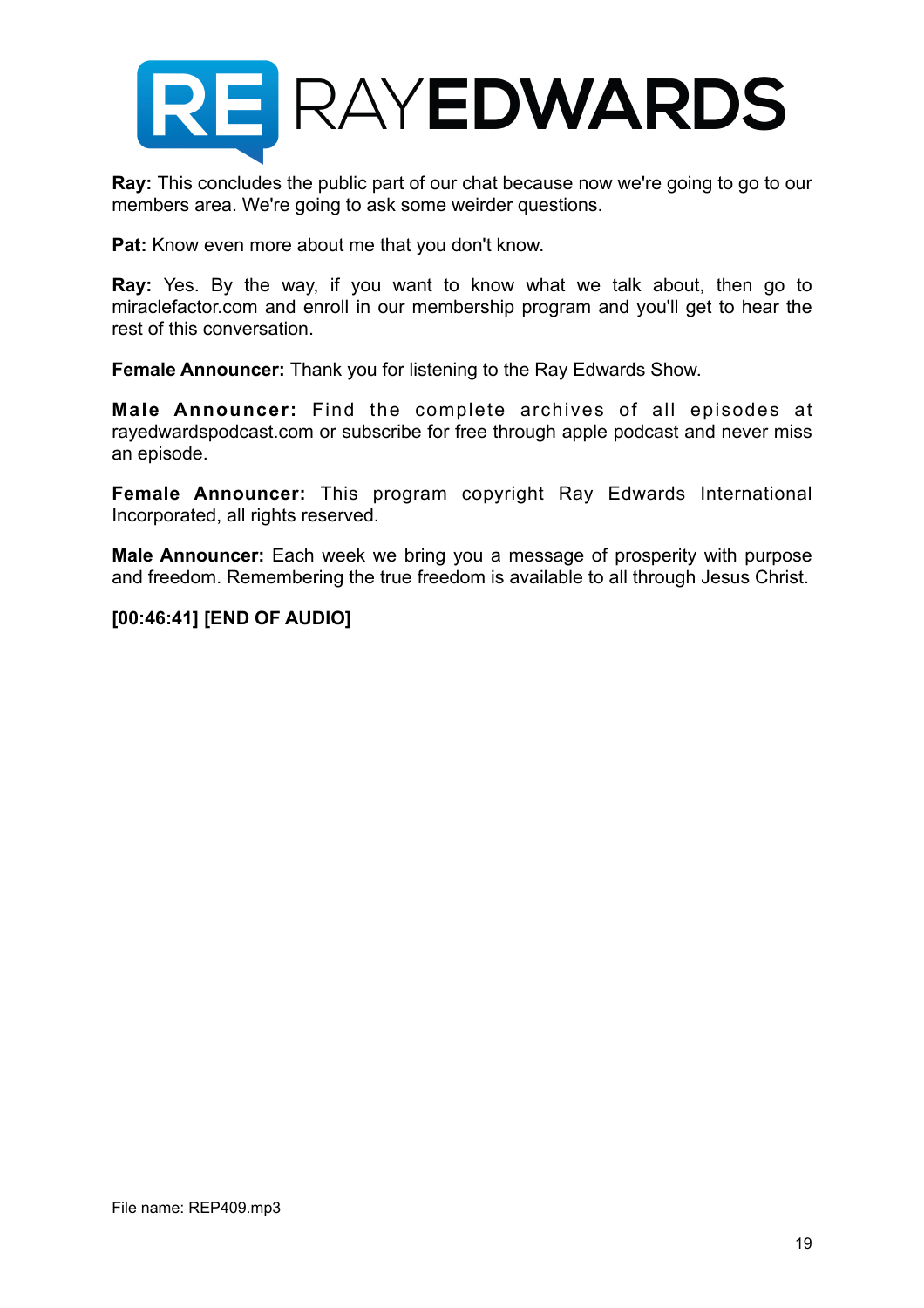**Ray:** This concludes the public part of our chat because now we're going to go to our members area. We're going to ask some weirder questions.

**Pat:** Know even more about me that you don't know.

**Ray:** Yes. By the way, if you want to know what we talk about, then go to miraclefactor.com and enroll in our membership program and you'll get to hear the rest of this conversation.

**Female Announcer:** Thank you for listening to the Ray Edwards Show.

**Male Announcer:** Find the complete archives of all episodes at rayedwardspodcast.com or subscribe for free through apple podcast and never miss an episode.

**Female Announcer:** This program copyright Ray Edwards International Incorporated, all rights reserved.

**Male Announcer:** Each week we bring you a message of prosperity with purpose and freedom. Remembering the true freedom is available to all through Jesus Christ.

**[00:46:41] [END OF AUDIO]**

File name: REP409.mp3